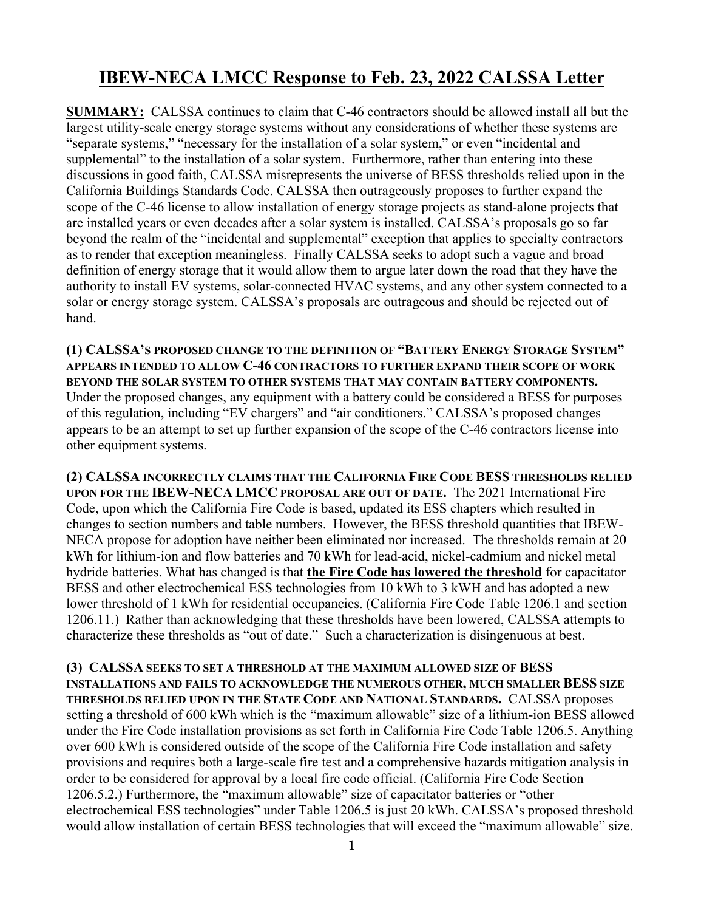# IBEW-NECA LMCC Response to Feb. 23, 2022 CALSSA Letter

**SUMMARY:** CALSSA continues to claim that C-46 contractors should be allowed install all but the largest utility-scale energy storage systems without any considerations of whether these systems are "separate systems," "necessary for the installation of a solar system," or even "incidental and supplemental" to the installation of a solar system. Furthermore, rather than entering into these discussions in good faith, CALSSA misrepresents the universe of BESS thresholds relied upon in the California Buildings Standards Code. CALSSA then outrageously proposes to further expand the scope of the C-46 license to allow installation of energy storage projects as stand-alone projects that are installed years or even decades after a solar system is installed. CALSSA's proposals go so far beyond the realm of the "incidental and supplemental" exception that applies to specialty contractors as to render that exception meaningless. Finally CALSSA seeks to adopt such a vague and broad definition of energy storage that it would allow them to argue later down the road that they have the authority to install EV systems, solar-connected HVAC systems, and any other system connected to a solar or energy storage system. CALSSA's proposals are outrageous and should be rejected out of hand.

**(1) CALSSA'S PROPOSED CHANGE TO THE DEFINITION OF "BATTERY ENERGY STORAGE SYSTEM" APPEARS INTENDED TO ALLOW C-46 CONTRACTORS TO FURTHER EXPAND THEIR SCOPE OF WORK BEYOND THE SOLAR SYSTEM TO OTHER SYSTEMS THAT MAY CONTAIN BATTERY COMPONENTS.** Under the proposed changes, any equipment with a battery could be considered a BESS for purposes of this regulation, including "EV chargers" and "air conditioners." CALSSA's proposed changes appears to be an attempt to set up further expansion of the scope of the C-46 contractors license into other equipment systems.

**(2) CALSSA INCORRECTLY CLAIMS THAT THE CALIFORNIA FIRE CODE BESS THRESHOLDS RELIED UPON FOR THE IBEW-NECA LMCC PROPOSAL ARE OUT OF DATE.** The 2021 International Fire Code, upon which the California Fire Code is based, updated its ESS chapters which resulted in changes to section numbers and table numbers. However, the BESS threshold quantities that IBEW-NECA propose for adoption have neither been eliminated nor increased. The thresholds remain at 20 kWh for lithium-ion and flow batteries and 70 kWh for lead-acid, nickel-cadmium and nickel metal hydride batteries. What has changed is that **the Fire Code has lowered the threshold** for capacitator BESS and other electrochemical ESS technologies from 10 kWh to 3 kWH and has adopted a new lower threshold of 1 kWh for residential occupancies. (California Fire Code Table 1206.1 and section 1206.11.) Rather than acknowledging that these thresholds have been lowered, CALSSA attempts to characterize these thresholds as "out of date." Such a characterization is disingenuous at best.

**(3) CALSSA SEEKS TO SET A THRESHOLD AT THE MAXIMUM ALLOWED SIZE OF BESS INSTALLATIONS AND FAILS TO ACKNOWLEDGE THE NUMEROUS OTHER, MUCH SMALLER BESS SIZE THRESHOLDS RELIED UPON IN THE STATE CODE AND NATIONAL STANDARDS.** CALSSA proposes setting a threshold of 600 kWh which is the "maximum allowable" size of a lithium-ion BESS allowed under the Fire Code installation provisions as set forth in California Fire Code Table 1206.5. Anything over 600 kWh is considered outside of the scope of the California Fire Code installation and safety provisions and requires both a large-scale fire test and a comprehensive hazards mitigation analysis in order to be considered for approval by a local fire code official. (California Fire Code Section 1206.5.2.) Furthermore, the "maximum allowable" size of capacitator batteries or "other electrochemical ESS technologies" under Table 1206.5 is just 20 kWh. CALSSA's proposed threshold would allow installation of certain BESS technologies that will exceed the "maximum allowable" size.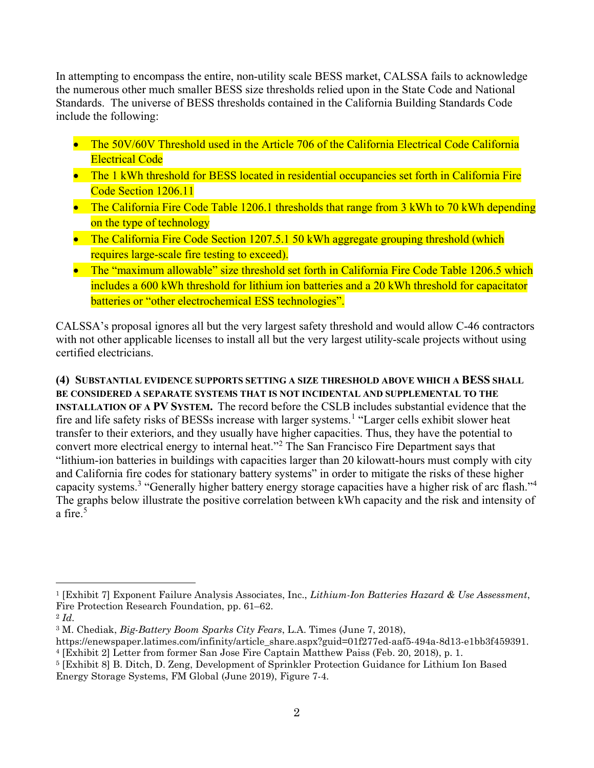In attempting to encompass the entire, non-utility scale BESS market, CALSSA fails to acknowledge the numerous other much smaller BESS size thresholds relied upon in the State Code and National Standards. The universe of BESS thresholds contained in the California Building Standards Code include the following:

- The 50V/60V Threshold used in the Article 706 of the California Electrical Code California Electrical Code
- The 1 kWh threshold for BESS located in residential occupancies set forth in California Fire Code Section 1206.11
- The California Fire Code Table 1206.1 thresholds that range from 3 kWh to 70 kWh depending on the type of technology
- The California Fire Code Section 1207.5.1 50 kWh aggregate grouping threshold (which requires large-scale fire testing to exceed).
- The "maximum allowable" size threshold set forth in California Fire Code Table 1206.5 which includes a 600 kWh threshold for lithium ion batteries and a 20 kWh threshold for capacitator batteries or "other electrochemical ESS technologies".

CALSSA's proposal ignores all but the very largest safety threshold and would allow C-46 contractors with not other applicable licenses to install all but the very largest utility-scale projects without using certified electricians.

**(4) SUBSTANTIAL EVIDENCE SUPPORTS SETTING A SIZE THRESHOLD ABOVE WHICH A BESS SHALL BE CONSIDERED A SEPARATE SYSTEMS THAT IS NOT INCIDENTAL AND SUPPLEMENTAL TO THE INSTALLATION OF A PV SYSTEM.** The record before the CSLB includes substantial evidence that the fire and life safety risks of BESSs increase with larger systems.[1] "Larger cells exhibit slower heat transfer to their exteriors, and they usually have higher capacities. Thus, they have the potential to convert more electrical energy to internal heat."[2] The San Francisco Fire Department says that "lithium-ion batteries in buildings with capacities larger than 20 kilowatt-hours must comply with city and California fire codes for stationary battery systems" in order to mitigate the risks of these higher capacity systems.[3] "Generally higher battery energy storage capacities have a higher risk of arc flash."[4] The graphs below illustrate the positive correlation between kWh capacity and the risk and intensity of a fire.[5]

---

[1] [Exhibit 7] Exponent Failure Analysis Associates, Inc., *Lithium-Ion Batteries Hazard & Use Assessment*, Fire Protection Research Foundation, pp. 61–62.

[2] *Id.*

[3] M. Chediak, *Big-Battery Boom Sparks City Fears*, L.A. Times (June 7, 2018), https://enewspaper.latimes.com/infinity/article_share.aspx?guid=01f277ed-aaf5-494a-8d13-e1bb3f459391.

[4] [Exhibit 2] Letter from former San Jose Fire Captain Matthew Paiss (Feb. 20, 2018), p. 1.

[5] [Exhibit 8] B. Ditch, D. Zeng, Development of Sprinkler Protection Guidance for Lithium Ion Based Energy Storage Systems, FM Global (June 2019), Figure 7-4.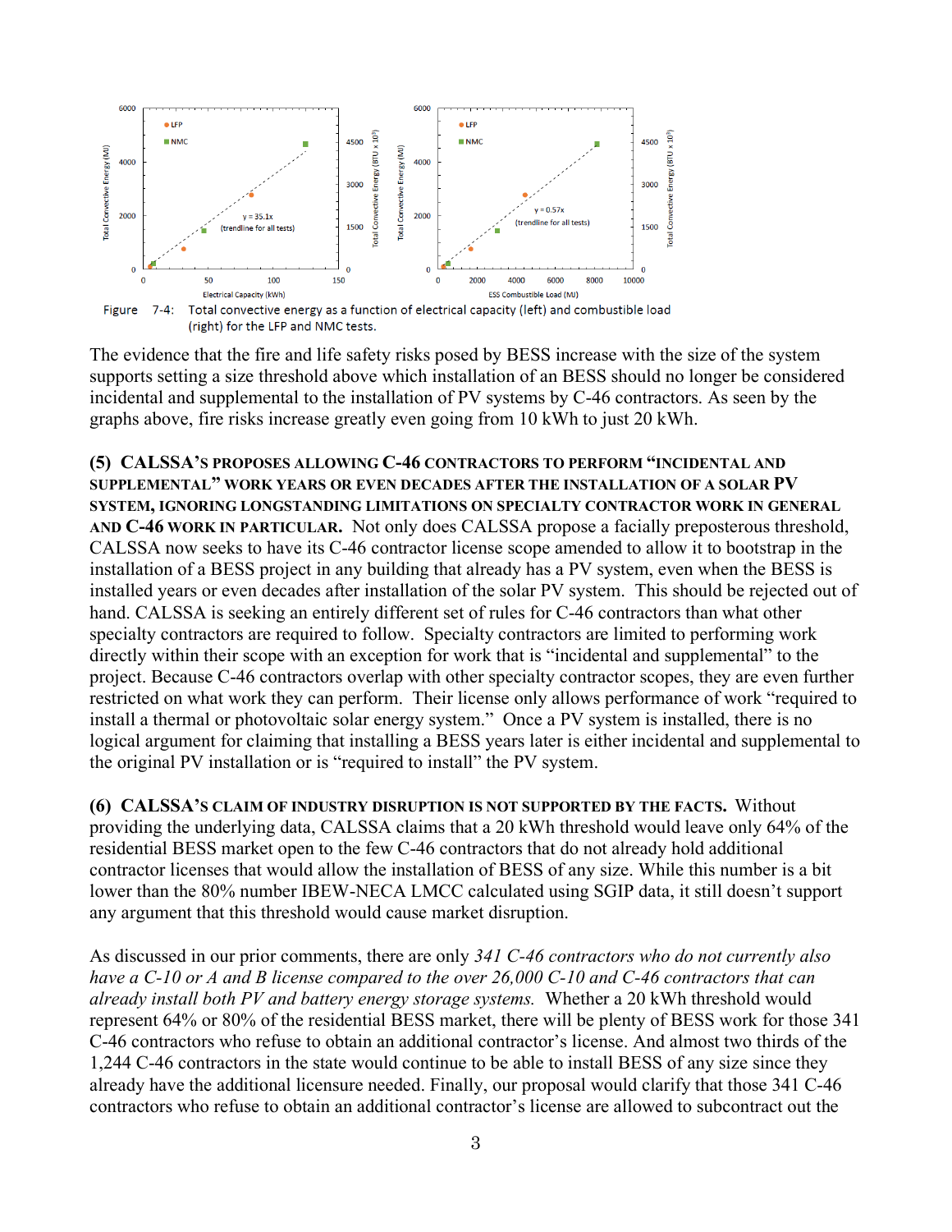Figure 7-4: Total convective energy as a function of electrical capacity (left) and combustible load (right) for the LFP and NMC tests.

The evidence that the fire and life safety risks posed by BESS increase with the size of the system supports setting a size threshold above which installation of an BESS should no longer be considered incidental and supplemental to the installation of PV systems by C-46 contractors. As seen by the graphs above, fire risks increase greatly even going from 10 kWh to just 20 kWh.

**(5) CALSSA'S PROPOSES ALLOWING C-46 CONTRACTORS TO PERFORM "INCIDENTAL AND SUPPLEMENTAL" WORK YEARS OR EVEN DECADES AFTER THE INSTALLATION OF A SOLAR PV SYSTEM, IGNORING LONGSTANDING LIMITATIONS ON SPECIALTY CONTRACTOR WORK IN GENERAL AND C-46 WORK IN PARTICULAR.** Not only does CALSSA propose a facially preposterous threshold, CALSSA now seeks to have its C-46 contractor license scope amended to allow it to bootstrap in the installation of a BESS project in any building that already has a PV system, even when the BESS is installed years or even decades after installation of the solar PV system. This should be rejected out of hand. CALSSA is seeking an entirely different set of rules for C-46 contractors than what other specialty contractors are required to follow. Specialty contractors are limited to performing work directly within their scope with an exception for work that is "incidental and supplemental" to the project. Because C-46 contractors overlap with other specialty contractor scopes, they are even further restricted on what work they can perform. Their license only allows performance of work "required to install a thermal or photovoltaic solar energy system." Once a PV system is installed, there is no logical argument for claiming that installing a BESS years later is either incidental and supplemental to the original PV installation or is "required to install" the PV system.

**(6) CALSSA'S CLAIM OF INDUSTRY DISRUPTION IS NOT SUPPORTED BY THE FACTS.** Without providing the underlying data, CALSSA claims that a 20 kWh threshold would leave only 64% of the residential BESS market open to the few C-46 contractors that do not already hold additional contractor licenses that would allow the installation of BESS of any size. While this number is a bit lower than the 80% number IBEW-NECA LMCC calculated using SGIP data, it still doesn't support any argument that this threshold would cause market disruption.

As discussed in our prior comments, there are only *341 C-46 contractors who do not currently also have a C-10 or A and B license compared to the over 26,000 C-10 and C-46 contractors that can already install both PV and battery energy storage systems.* Whether a 20 kWh threshold would represent 64% or 80% of the residential BESS market, there will be plenty of BESS work for those 341 C-46 contractors who refuse to obtain an additional contractor's license. And almost two thirds of the 1,244 C-46 contractors in the state would continue to be able to install BESS of any size since they already have the additional licensure needed. Finally, our proposal would clarify that those 341 C-46 contractors who refuse to obtain an additional contractor's license are allowed to subcontract out the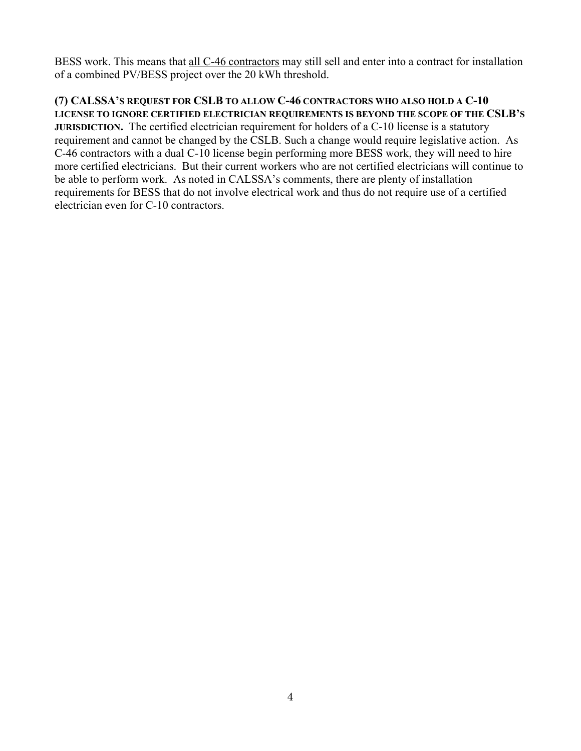BESS work. This means that <u>all C-46 contractors</u> may still sell and enter into a contract for installation of a combined PV/BESS project over the 20 kWh threshold.

**(7) CALSSA'S REQUEST FOR CSLB TO ALLOW C-46 CONTRACTORS WHO ALSO HOLD A C-10 LICENSE TO IGNORE CERTIFIED ELECTRICIAN REQUIREMENTS IS BEYOND THE SCOPE OF THE CSLB'S JURISDICTION.** The certified electrician requirement for holders of a C-10 license is a statutory requirement and cannot be changed by the CSLB. Such a change would require legislative action. As C-46 contractors with a dual C-10 license begin performing more BESS work, they will need to hire more certified electricians. But their current workers who are not certified electricians will continue to be able to perform work. As noted in CALSSA's comments, there are plenty of installation requirements for BESS that do not involve electrical work and thus do not require use of a certified electrician even for C-10 contractors.